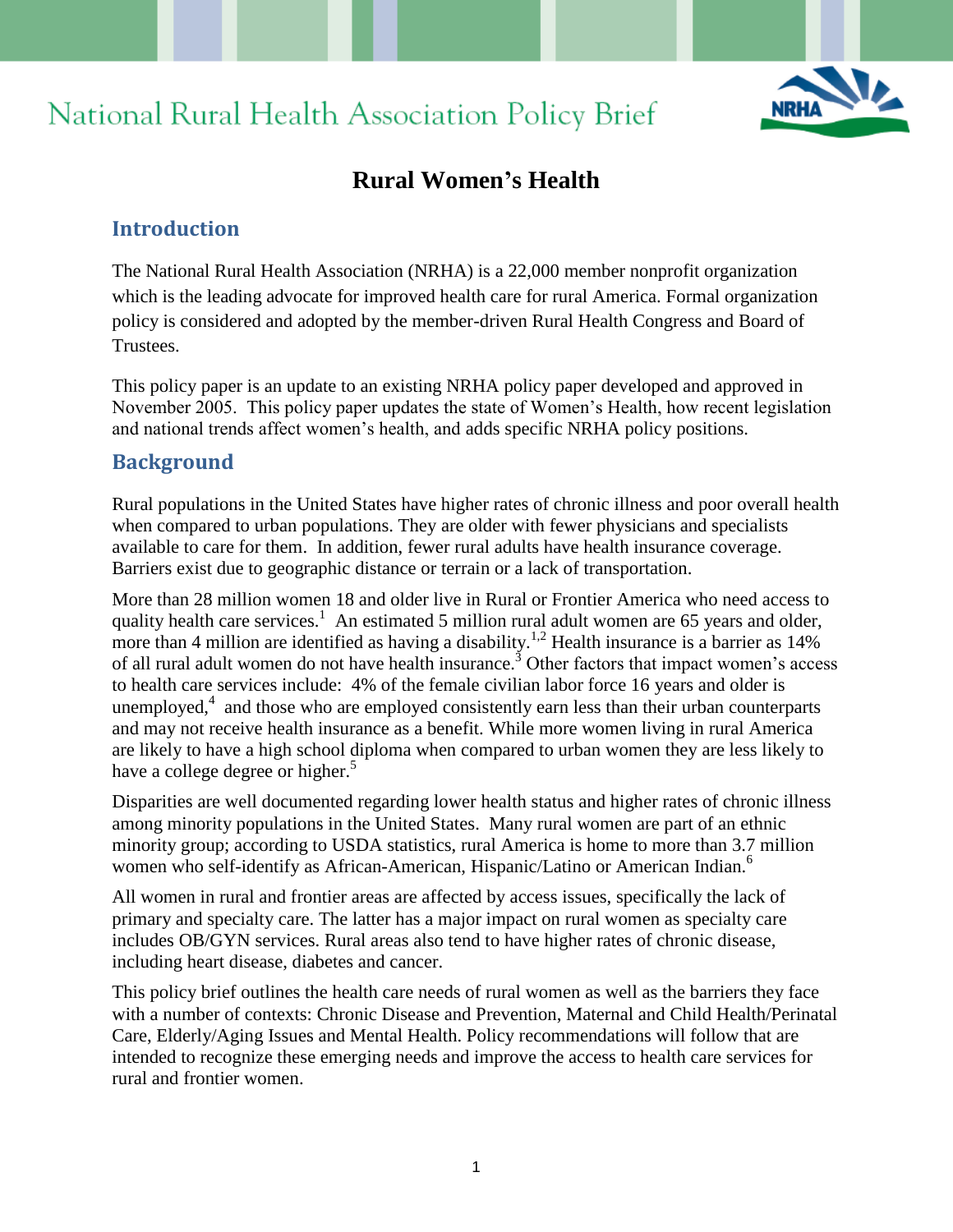# National Rural Health Association Policy Brief

## Rural Women's Health

### Introduction

The National Rural Health Association (NRHA) is a 22,000 member nonprofit organization which is the leading advocate for improved health care for rural America. Formal organization policy is considered and adopted by the member-driven Rural Health Congress and Board of Trustees.

This policy paper is an update to an existing NRHA policy paper developed and approved in November 2005. This policy paper updates the state of Women's Health, how recent legislation and national trends affect women's health, and adds specific NRHA policy positions.

### Background

Rural populations in the United States have higher rates of chronic illness and poor overall health when compared to urban populations. They are older with fewer physicians and specialists available to care for them. In addition, fewer rural adults have health insurance coverage. Barriers exist due to geographic distance or terrain or a lack of transportation.

More than 28 million women 18 and older live in Rural or Frontier America who need access to quality health care services.[1] An estimated 5 million rural adult women are 65 years and older, more than 4 million are identified as having a disability.[1,2] Health insurance is a barrier as 14% of all rural adult women do not have health insurance.[3] Other factors that impact women's access to health care services include: 4% of the female civilian labor force 16 years and older is unemployed,[4] and those who are employed consistently earn less than their urban counterparts and may not receive health insurance as a benefit. While more women living in rural America are likely to have a high school diploma when compared to urban women they are less likely to have a college degree or higher.[5]

Disparities are well documented regarding lower health status and higher rates of chronic illness among minority populations in the United States. Many rural women are part of an ethnic minority group; according to USDA statistics, rural America is home to more than 3.7 million women who self-identify as African-American, Hispanic/Latino or American Indian.[6]

All women in rural and frontier areas are affected by access issues, specifically the lack of primary and specialty care. The latter has a major impact on rural women as specialty care includes OB/GYN services. Rural areas also tend to have higher rates of chronic disease, including heart disease, diabetes and cancer.

This policy brief outlines the health care needs of rural women as well as the barriers they face with a number of contexts: Chronic Disease and Prevention, Maternal and Child Health/Perinatal Care, Elderly/Aging Issues and Mental Health. Policy recommendations will follow that are intended to recognize these emerging needs and improve the access to health care services for rural and frontier women.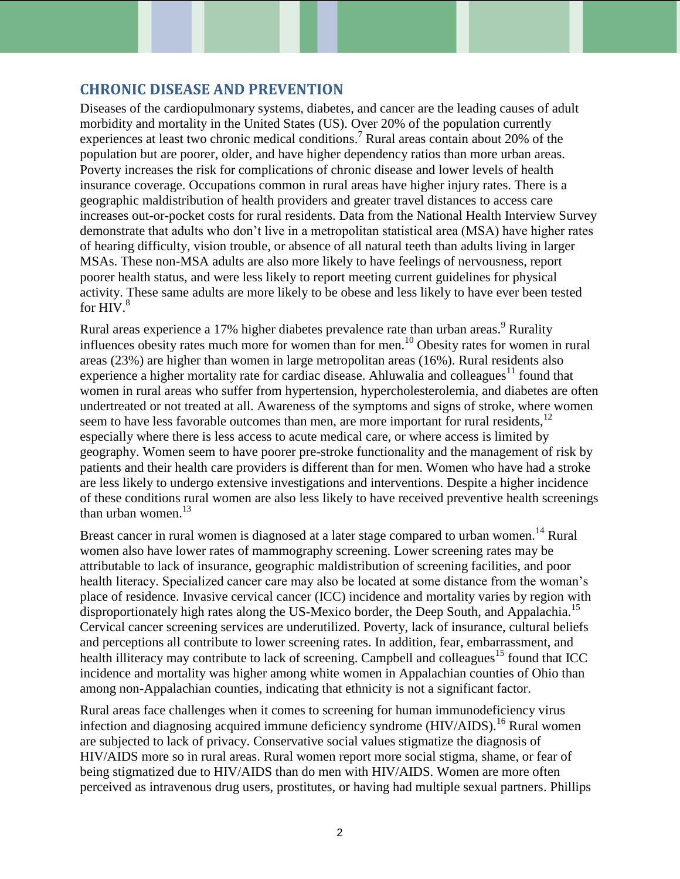## CHRONIC DISEASE AND PREVENTION

Diseases of the cardiopulmonary systems, diabetes, and cancer are the leading causes of adult morbidity and mortality in the United States (US). Over 20% of the population currently experiences at least two chronic medical conditions.[7] Rural areas contain about 20% of the population but are poorer, older, and have higher dependency ratios than more urban areas. Poverty increases the risk for complications of chronic disease and lower levels of health insurance coverage. Occupations common in rural areas have higher injury rates. There is a geographic maldistribution of health providers and greater travel distances to access care increases out-or-pocket costs for rural residents. Data from the National Health Interview Survey demonstrate that adults who don't live in a metropolitan statistical area (MSA) have higher rates of hearing difficulty, vision trouble, or absence of all natural teeth than adults living in larger MSAs. These non-MSA adults are also more likely to have feelings of nervousness, report poorer health status, and were less likely to report meeting current guidelines for physical activity. These same adults are more likely to be obese and less likely to have ever been tested for HIV.[8]

Rural areas experience a 17% higher diabetes prevalence rate than urban areas.[9] Rurality influences obesity rates much more for women than for men.[10] Obesity rates for women in rural areas (23%) are higher than women in large metropolitan areas (16%). Rural residents also experience a higher mortality rate for cardiac disease. Ahluwalia and colleagues[11] found that women in rural areas who suffer from hypertension, hypercholesterolemia, and diabetes are often undertreated or not treated at all. Awareness of the symptoms and signs of stroke, where women seem to have less favorable outcomes than men, are more important for rural residents,[12] especially where there is less access to acute medical care, or where access is limited by geography. Women seem to have poorer pre-stroke functionality and the management of risk by patients and their health care providers is different than for men. Women who have had a stroke are less likely to undergo extensive investigations and interventions. Despite a higher incidence of these conditions rural women are also less likely to have received preventive health screenings than urban women.[13]

Breast cancer in rural women is diagnosed at a later stage compared to urban women.[14] Rural women also have lower rates of mammography screening. Lower screening rates may be attributable to lack of insurance, geographic maldistribution of screening facilities, and poor health literacy. Specialized cancer care may also be located at some distance from the woman's place of residence. Invasive cervical cancer (ICC) incidence and mortality varies by region with disproportionately high rates along the US-Mexico border, the Deep South, and Appalachia.[15] Cervical cancer screening services are underutilized. Poverty, lack of insurance, cultural beliefs and perceptions all contribute to lower screening rates. In addition, fear, embarrassment, and health illiteracy may contribute to lack of screening. Campbell and colleagues[15] found that ICC incidence and mortality was higher among white women in Appalachian counties of Ohio than among non-Appalachian counties, indicating that ethnicity is not a significant factor.

Rural areas face challenges when it comes to screening for human immunodeficiency virus infection and diagnosing acquired immune deficiency syndrome (HIV/AIDS).[16] Rural women are subjected to lack of privacy. Conservative social values stigmatize the diagnosis of HIV/AIDS more so in rural areas. Rural women report more social stigma, shame, or fear of being stigmatized due to HIV/AIDS than do men with HIV/AIDS. Women are more often perceived as intravenous drug users, prostitutes, or having had multiple sexual partners. Phillips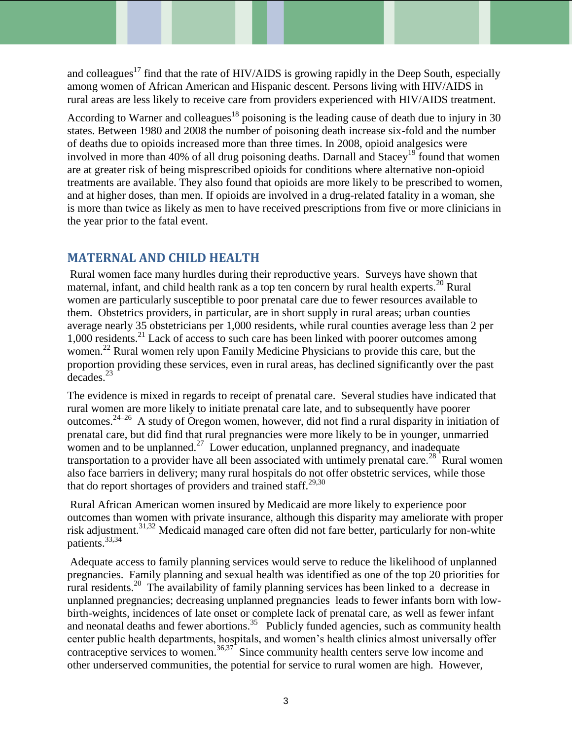and colleagues[17] find that the rate of HIV/AIDS is growing rapidly in the Deep South, especially among women of African American and Hispanic descent. Persons living with HIV/AIDS in rural areas are less likely to receive care from providers experienced with HIV/AIDS treatment.

According to Warner and colleagues[18] poisoning is the leading cause of death due to injury in 30 states. Between 1980 and 2008 the number of poisoning death increase six-fold and the number of deaths due to opioids increased more than three times. In 2008, opioid analgesics were involved in more than 40% of all drug poisoning deaths. Darnall and Stacey[19] found that women are at greater risk of being misprescribed opioids for conditions where alternative non-opioid treatments are available. They also found that opioids are more likely to be prescribed to women, and at higher doses, than men. If opioids are involved in a drug-related fatality in a woman, she is more than twice as likely as men to have received prescriptions from five or more clinicians in the year prior to the fatal event.

## MATERNAL AND CHILD HEALTH

Rural women face many hurdles during their reproductive years. Surveys have shown that maternal, infant, and child health rank as a top ten concern by rural health experts.[20] Rural women are particularly susceptible to poor prenatal care due to fewer resources available to them. Obstetrics providers, in particular, are in short supply in rural areas; urban counties average nearly 35 obstetricians per 1,000 residents, while rural counties average less than 2 per 1,000 residents.[21] Lack of access to such care has been linked with poorer outcomes among women.[22] Rural women rely upon Family Medicine Physicians to provide this care, but the proportion providing these services, even in rural areas, has declined significantly over the past decades.[23]

The evidence is mixed in regards to receipt of prenatal care. Several studies have indicated that rural women are more likely to initiate prenatal care late, and to subsequently have poorer outcomes.[24–26] A study of Oregon women, however, did not find a rural disparity in initiation of prenatal care, but did find that rural pregnancies were more likely to be in younger, unmarried women and to be unplanned.[27] Lower education, unplanned pregnancy, and inadequate transportation to a provider have all been associated with untimely prenatal care.[28] Rural women also face barriers in delivery; many rural hospitals do not offer obstetric services, while those that do report shortages of providers and trained staff.[29,30]

Rural African American women insured by Medicaid are more likely to experience poor outcomes than women with private insurance, although this disparity may ameliorate with proper risk adjustment.[31,32] Medicaid managed care often did not fare better, particularly for non-white patients.[33,34]

Adequate access to family planning services would serve to reduce the likelihood of unplanned pregnancies. Family planning and sexual health was identified as one of the top 20 priorities for rural residents.[20] The availability of family planning services has been linked to a decrease in unplanned pregnancies; decreasing unplanned pregnancies leads to fewer infants born with low-birth-weights, incidences of late onset or complete lack of prenatal care, as well as fewer infant and neonatal deaths and fewer abortions.[35] Publicly funded agencies, such as community health center public health departments, hospitals, and women's health clinics almost universally offer contraceptive services to women.[36,37] Since community health centers serve low income and other underserved communities, the potential for service to rural women are high. However,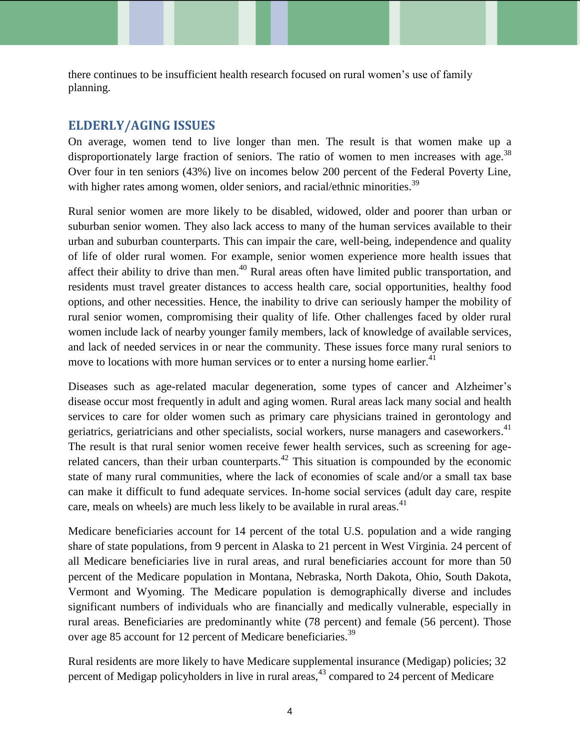there continues to be insufficient health research focused on rural women's use of family planning.

## ELDERLY/AGING ISSUES

On average, women tend to live longer than men. The result is that women make up a disproportionately large fraction of seniors. The ratio of women to men increases with age.[38] Over four in ten seniors (43%) live on incomes below 200 percent of the Federal Poverty Line, with higher rates among women, older seniors, and racial/ethnic minorities.[39]

Rural senior women are more likely to be disabled, widowed, older and poorer than urban or suburban senior women. They also lack access to many of the human services available to their urban and suburban counterparts. This can impair the care, well-being, independence and quality of life of older rural women. For example, senior women experience more health issues that affect their ability to drive than men.[40] Rural areas often have limited public transportation, and residents must travel greater distances to access health care, social opportunities, healthy food options, and other necessities. Hence, the inability to drive can seriously hamper the mobility of rural senior women, compromising their quality of life. Other challenges faced by older rural women include lack of nearby younger family members, lack of knowledge of available services, and lack of needed services in or near the community. These issues force many rural seniors to move to locations with more human services or to enter a nursing home earlier.[41]

Diseases such as age-related macular degeneration, some types of cancer and Alzheimer's disease occur most frequently in adult and aging women. Rural areas lack many social and health services to care for older women such as primary care physicians trained in gerontology and geriatrics, geriatricians and other specialists, social workers, nurse managers and caseworkers.[41] The result is that rural senior women receive fewer health services, such as screening for age-related cancers, than their urban counterparts.[42] This situation is compounded by the economic state of many rural communities, where the lack of economies of scale and/or a small tax base can make it difficult to fund adequate services. In-home social services (adult day care, respite care, meals on wheels) are much less likely to be available in rural areas.[41]

Medicare beneficiaries account for 14 percent of the total U.S. population and a wide ranging share of state populations, from 9 percent in Alaska to 21 percent in West Virginia. 24 percent of all Medicare beneficiaries live in rural areas, and rural beneficiaries account for more than 50 percent of the Medicare population in Montana, Nebraska, North Dakota, Ohio, South Dakota, Vermont and Wyoming. The Medicare population is demographically diverse and includes significant numbers of individuals who are financially and medically vulnerable, especially in rural areas. Beneficiaries are predominantly white (78 percent) and female (56 percent). Those over age 85 account for 12 percent of Medicare beneficiaries.[39]

Rural residents are more likely to have Medicare supplemental insurance (Medigap) policies; 32 percent of Medigap policyholders in live in rural areas,[43] compared to 24 percent of Medicare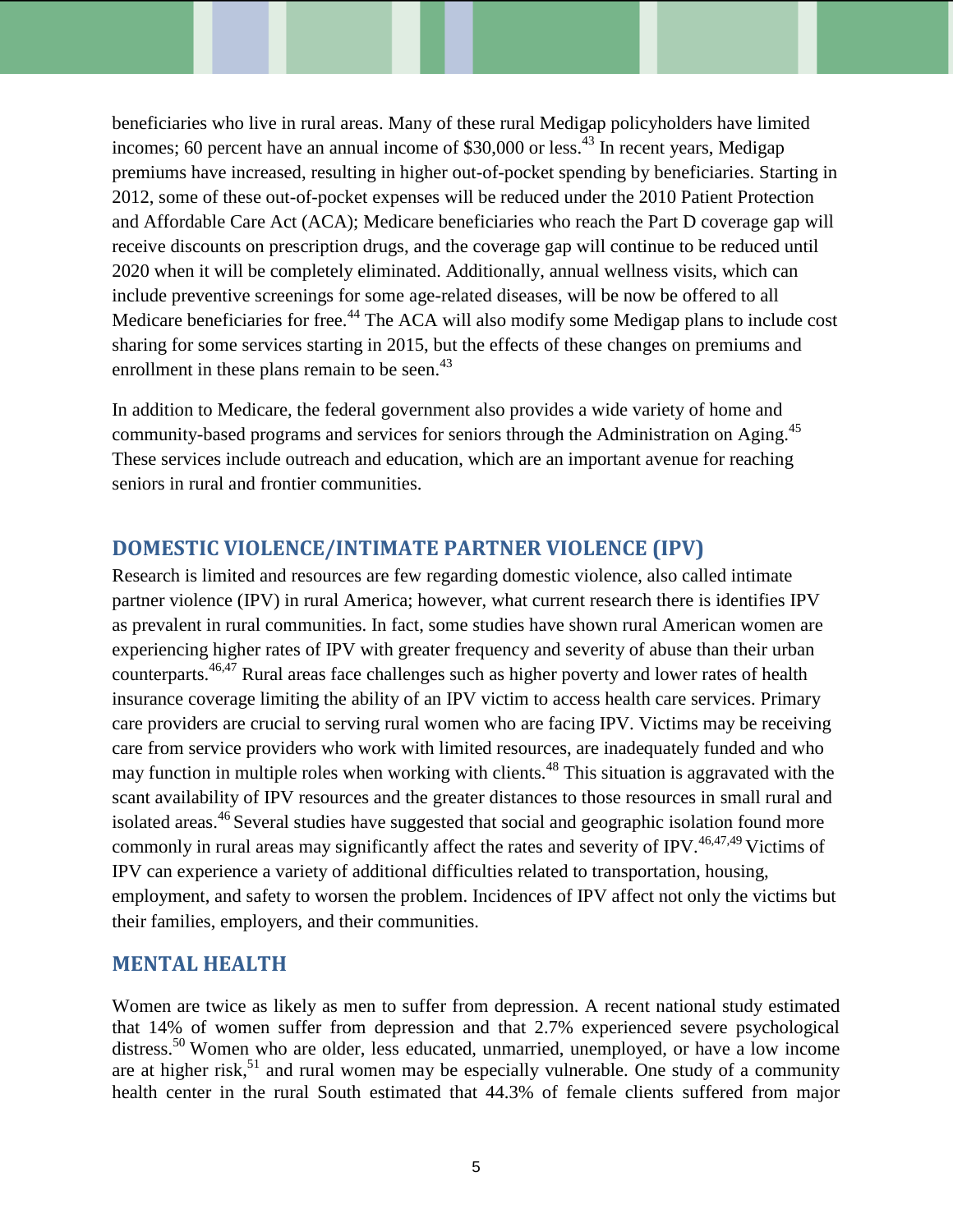beneficiaries who live in rural areas. Many of these rural Medigap policyholders have limited incomes; 60 percent have an annual income of $30,000 or less.[43] In recent years, Medigap premiums have increased, resulting in higher out-of-pocket spending by beneficiaries. Starting in 2012, some of these out-of-pocket expenses will be reduced under the 2010 Patient Protection and Affordable Care Act (ACA); Medicare beneficiaries who reach the Part D coverage gap will receive discounts on prescription drugs, and the coverage gap will continue to be reduced until 2020 when it will be completely eliminated. Additionally, annual wellness visits, which can include preventive screenings for some age-related diseases, will be now be offered to all Medicare beneficiaries for free.[44] The ACA will also modify some Medigap plans to include cost sharing for some services starting in 2015, but the effects of these changes on premiums and enrollment in these plans remain to be seen.[43]

In addition to Medicare, the federal government also provides a wide variety of home and community-based programs and services for seniors through the Administration on Aging.[45] These services include outreach and education, which are an important avenue for reaching seniors in rural and frontier communities.

## DOMESTIC VIOLENCE/INTIMATE PARTNER VIOLENCE (IPV)

Research is limited and resources are few regarding domestic violence, also called intimate partner violence (IPV) in rural America; however, what current research there is identifies IPV as prevalent in rural communities. In fact, some studies have shown rural American women are experiencing higher rates of IPV with greater frequency and severity of abuse than their urban counterparts.[46,47] Rural areas face challenges such as higher poverty and lower rates of health insurance coverage limiting the ability of an IPV victim to access health care services. Primary care providers are crucial to serving rural women who are facing IPV. Victims may be receiving care from service providers who work with limited resources, are inadequately funded and who may function in multiple roles when working with clients.[48] This situation is aggravated with the scant availability of IPV resources and the greater distances to those resources in small rural and isolated areas.[46] Several studies have suggested that social and geographic isolation found more commonly in rural areas may significantly affect the rates and severity of IPV.[46,47,49] Victims of IPV can experience a variety of additional difficulties related to transportation, housing, employment, and safety to worsen the problem. Incidences of IPV affect not only the victims but their families, employers, and their communities.

## MENTAL HEALTH

Women are twice as likely as men to suffer from depression. A recent national study estimated that 14% of women suffer from depression and that 2.7% experienced severe psychological distress.[50] Women who are older, less educated, unmarried, unemployed, or have a low income are at higher risk,[51] and rural women may be especially vulnerable. One study of a community health center in the rural South estimated that 44.3% of female clients suffered from major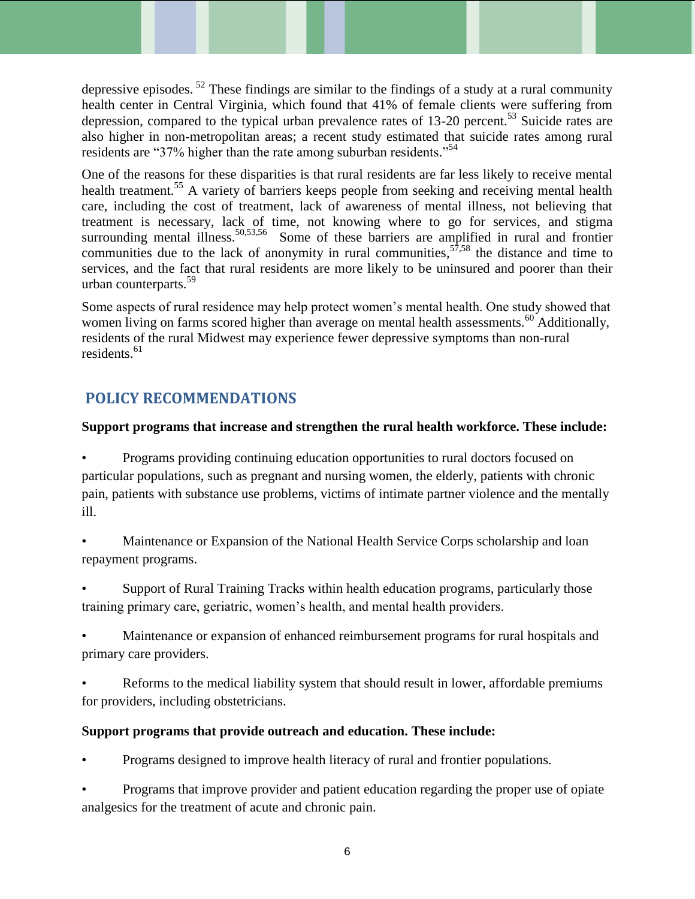depressive episodes. [52] These findings are similar to the findings of a study at a rural community health center in Central Virginia, which found that 41% of female clients were suffering from depression, compared to the typical urban prevalence rates of 13-20 percent.[53] Suicide rates are also higher in non-metropolitan areas; a recent study estimated that suicide rates among rural residents are "37% higher than the rate among suburban residents."[54]

One of the reasons for these disparities is that rural residents are far less likely to receive mental health treatment.[55] A variety of barriers keeps people from seeking and receiving mental health care, including the cost of treatment, lack of awareness of mental illness, not believing that treatment is necessary, lack of time, not knowing where to go for services, and stigma surrounding mental illness.[50,53,56] Some of these barriers are amplified in rural and frontier communities due to the lack of anonymity in rural communities,[57,58] the distance and time to services, and the fact that rural residents are more likely to be uninsured and poorer than their urban counterparts.[59]

Some aspects of rural residence may help protect women's mental health. One study showed that women living on farms scored higher than average on mental health assessments.[60] Additionally, residents of the rural Midwest may experience fewer depressive symptoms than non-rural residents.[61]

## POLICY RECOMMENDATIONS

**Support programs that increase and strengthen the rural health workforce. These include:**

- Programs providing continuing education opportunities to rural doctors focused on particular populations, such as pregnant and nursing women, the elderly, patients with chronic pain, patients with substance use problems, victims of intimate partner violence and the mentally ill.
- Maintenance or Expansion of the National Health Service Corps scholarship and loan repayment programs.
- Support of Rural Training Tracks within health education programs, particularly those training primary care, geriatric, women's health, and mental health providers.
- Maintenance or expansion of enhanced reimbursement programs for rural hospitals and primary care providers.
- Reforms to the medical liability system that should result in lower, affordable premiums for providers, including obstetricians.

**Support programs that provide outreach and education. These include:**

- Programs designed to improve health literacy of rural and frontier populations.
- Programs that improve provider and patient education regarding the proper use of opiate analgesics for the treatment of acute and chronic pain.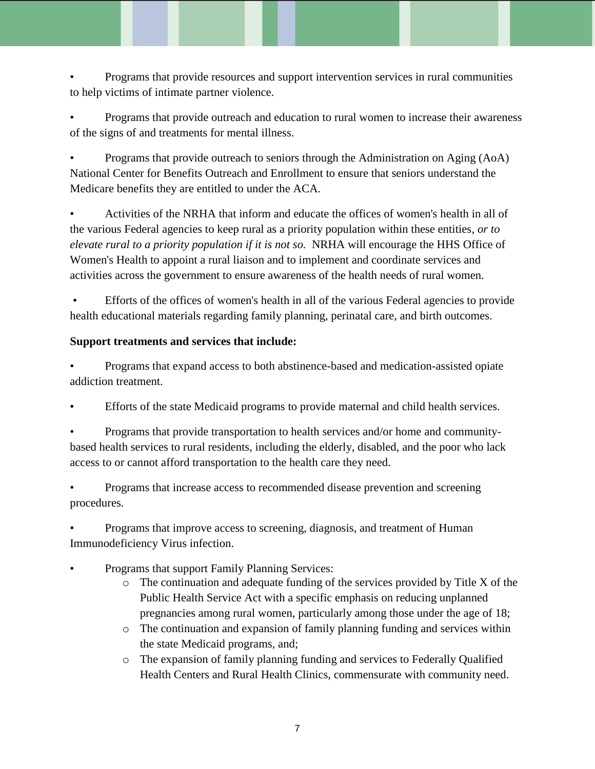- Programs that provide resources and support intervention services in rural communities to help victims of intimate partner violence.

- Programs that provide outreach and education to rural women to increase their awareness of the signs of and treatments for mental illness.

- Programs that provide outreach to seniors through the Administration on Aging (AoA) National Center for Benefits Outreach and Enrollment to ensure that seniors understand the Medicare benefits they are entitled to under the ACA.

- Activities of the NRHA that inform and educate the offices of women's health in all of the various Federal agencies to keep rural as a priority population within these entities, *or to elevate rural to a priority population if it is not so.* NRHA will encourage the HHS Office of Women's Health to appoint a rural liaison and to implement and coordinate services and activities across the government to ensure awareness of the health needs of rural women.

- Efforts of the offices of women's health in all of the various Federal agencies to provide health educational materials regarding family planning, perinatal care, and birth outcomes.

**Support treatments and services that include:**

- Programs that expand access to both abstinence-based and medication-assisted opiate addiction treatment.

- Efforts of the state Medicaid programs to provide maternal and child health services.

- Programs that provide transportation to health services and/or home and community-based health services to rural residents, including the elderly, disabled, and the poor who lack access to or cannot afford transportation to the health care they need.

- Programs that increase access to recommended disease prevention and screening procedures.

- Programs that improve access to screening, diagnosis, and treatment of Human Immunodeficiency Virus infection.

- Programs that support Family Planning Services:
    - The continuation and adequate funding of the services provided by Title X of the Public Health Service Act with a specific emphasis on reducing unplanned pregnancies among rural women, particularly among those under the age of 18;
    - The continuation and expansion of family planning funding and services within the state Medicaid programs, and;
    - The expansion of family planning funding and services to Federally Qualified Health Centers and Rural Health Clinics, commensurate with community need.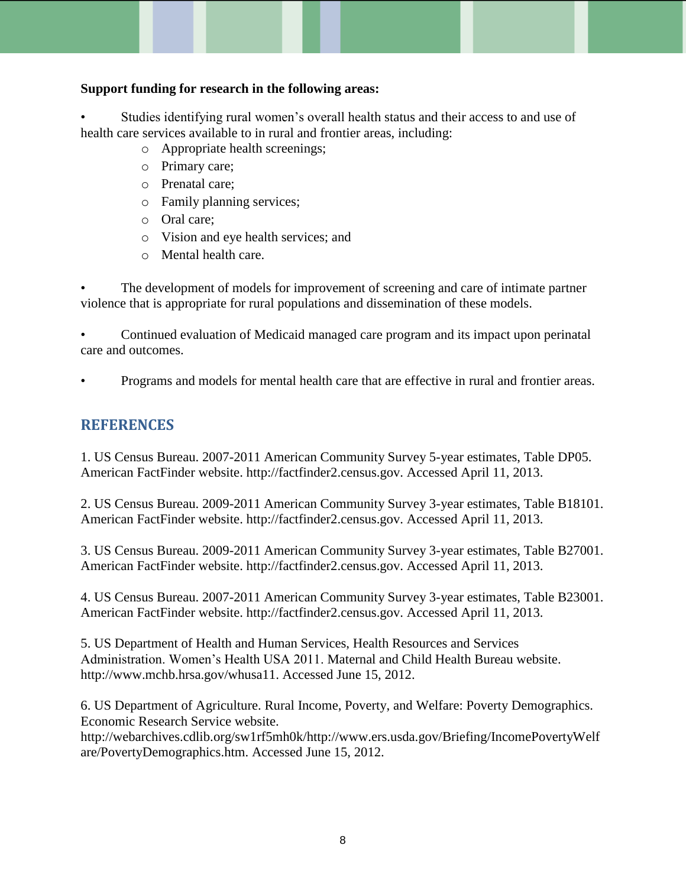**Support funding for research in the following areas:**

- Studies identifying rural women's overall health status and their access to and use of health care services available to in rural and frontier areas, including:
    - Appropriate health screenings;
    - Primary care;
    - Prenatal care;
    - Family planning services;
    - Oral care;
    - Vision and eye health services; and
    - Mental health care.

- The development of models for improvement of screening and care of intimate partner violence that is appropriate for rural populations and dissemination of these models.

- Continued evaluation of Medicaid managed care program and its impact upon perinatal care and outcomes.

- Programs and models for mental health care that are effective in rural and frontier areas.

## REFERENCES

1. US Census Bureau. 2007-2011 American Community Survey 5-year estimates, Table DP05. American FactFinder website. http://factfinder2.census.gov. Accessed April 11, 2013.

2. US Census Bureau. 2009-2011 American Community Survey 3-year estimates, Table B18101. American FactFinder website. http://factfinder2.census.gov. Accessed April 11, 2013.

3. US Census Bureau. 2009-2011 American Community Survey 3-year estimates, Table B27001. American FactFinder website. http://factfinder2.census.gov. Accessed April 11, 2013.

4. US Census Bureau. 2007-2011 American Community Survey 3-year estimates, Table B23001. American FactFinder website. http://factfinder2.census.gov. Accessed April 11, 2013.

5. US Department of Health and Human Services, Health Resources and Services Administration. Women's Health USA 2011. Maternal and Child Health Bureau website. http://www.mchb.hrsa.gov/whusa11. Accessed June 15, 2012.

6. US Department of Agriculture. Rural Income, Poverty, and Welfare: Poverty Demographics. Economic Research Service website. http://webarchives.cdlib.org/sw1rf5mh0k/http://www.ers.usda.gov/Briefing/IncomePovertyWelfare/PovertyDemographics.htm. Accessed June 15, 2012.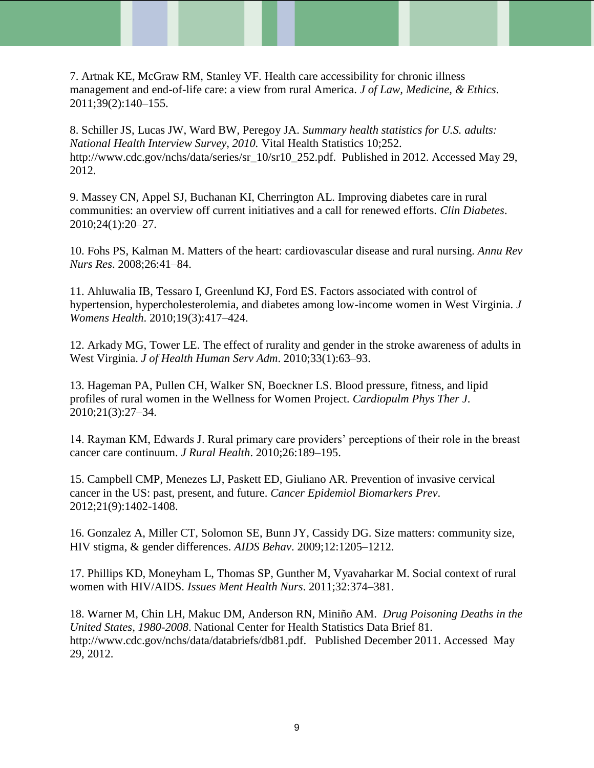7. Artnak KE, McGraw RM, Stanley VF. Health care accessibility for chronic illness management and end-of-life care: a view from rural America. *J of Law, Medicine, & Ethics*. 2011;39(2):140–155.

8. Schiller JS, Lucas JW, Ward BW, Peregoy JA. *Summary health statistics for U.S. adults: National Health Interview Survey, 2010.* Vital Health Statistics 10;252. http://www.cdc.gov/nchs/data/series/sr_10/sr10_252.pdf. Published in 2012. Accessed May 29, 2012.

9. Massey CN, Appel SJ, Buchanan KI, Cherrington AL. Improving diabetes care in rural communities: an overview off current initiatives and a call for renewed efforts. *Clin Diabetes*. 2010;24(1):20–27.

10. Fohs PS, Kalman M. Matters of the heart: cardiovascular disease and rural nursing. *Annu Rev Nurs Res*. 2008;26:41–84.

11. Ahluwalia IB, Tessaro I, Greenlund KJ, Ford ES. Factors associated with control of hypertension, hypercholesterolemia, and diabetes among low-income women in West Virginia. *J Womens Health*. 2010;19(3):417–424.

12. Arkady MG, Tower LE. The effect of rurality and gender in the stroke awareness of adults in West Virginia. *J of Health Human Serv Adm*. 2010;33(1):63–93.

13. Hageman PA, Pullen CH, Walker SN, Boeckner LS. Blood pressure, fitness, and lipid profiles of rural women in the Wellness for Women Project. *Cardiopulm Phys Ther J*. 2010;21(3):27–34.

14. Rayman KM, Edwards J. Rural primary care providers' perceptions of their role in the breast cancer care continuum. *J Rural Health*. 2010;26:189–195.

15. Campbell CMP, Menezes LJ, Paskett ED, Giuliano AR. Prevention of invasive cervical cancer in the US: past, present, and future. *Cancer Epidemiol Biomarkers Prev*. 2012;21(9):1402-1408.

16. Gonzalez A, Miller CT, Solomon SE, Bunn JY, Cassidy DG. Size matters: community size, HIV stigma, & gender differences. *AIDS Behav*. 2009;12:1205–1212.

17. Phillips KD, Moneyham L, Thomas SP, Gunther M, Vyavaharkar M. Social context of rural women with HIV/AIDS. *Issues Ment Health Nurs*. 2011;32:374–381.

18. Warner M, Chin LH, Makuc DM, Anderson RN, Miniño AM. *Drug Poisoning Deaths in the United States, 1980-2008*. National Center for Health Statistics Data Brief 81. http://www.cdc.gov/nchs/data/databriefs/db81.pdf. Published December 2011. Accessed May 29, 2012.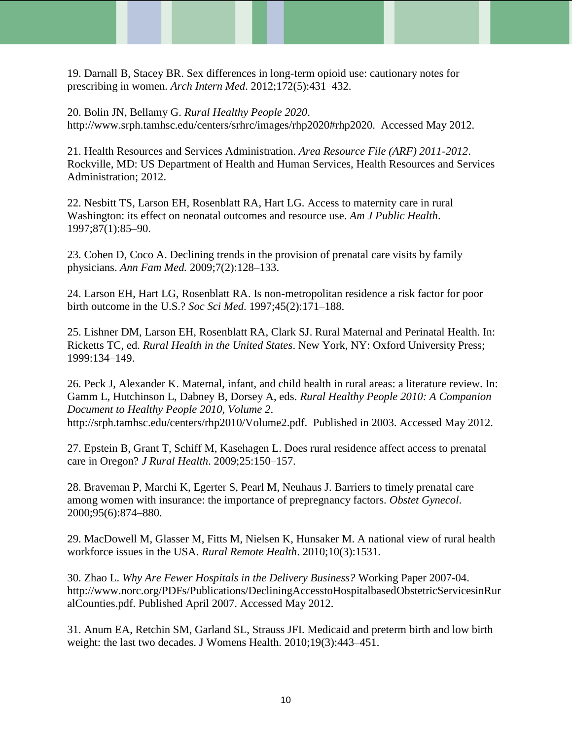19. Darnall B, Stacey BR. Sex differences in long-term opioid use: cautionary notes for prescribing in women. *Arch Intern Med*. 2012;172(5):431–432.

20. Bolin JN, Bellamy G. *Rural Healthy People 2020*. http://www.srph.tamhsc.edu/centers/srhrc/images/rhp2020#rhp2020. Accessed May 2012.

21. Health Resources and Services Administration. *Area Resource File (ARF) 2011-2012*. Rockville, MD: US Department of Health and Human Services, Health Resources and Services Administration; 2012.

22. Nesbitt TS, Larson EH, Rosenblatt RA, Hart LG. Access to maternity care in rural Washington: its effect on neonatal outcomes and resource use. *Am J Public Health*. 1997;87(1):85–90.

23. Cohen D, Coco A. Declining trends in the provision of prenatal care visits by family physicians. *Ann Fam Med.* 2009;7(2):128–133.

24. Larson EH, Hart LG, Rosenblatt RA. Is non-metropolitan residence a risk factor for poor birth outcome in the U.S.? *Soc Sci Med*. 1997;45(2):171–188.

25. Lishner DM, Larson EH, Rosenblatt RA, Clark SJ. Rural Maternal and Perinatal Health. In: Ricketts TC, ed. *Rural Health in the United States*. New York, NY: Oxford University Press; 1999:134–149.

26. Peck J, Alexander K. Maternal, infant, and child health in rural areas: a literature review. In: Gamm L, Hutchinson L, Dabney B, Dorsey A, eds. *Rural Healthy People 2010: A Companion Document to Healthy People 2010, Volume 2*. http://srph.tamhsc.edu/centers/rhp2010/Volume2.pdf. Published in 2003. Accessed May 2012.

27. Epstein B, Grant T, Schiff M, Kasehagen L. Does rural residence affect access to prenatal care in Oregon? *J Rural Health*. 2009;25:150–157.

28. Braveman P, Marchi K, Egerter S, Pearl M, Neuhaus J. Barriers to timely prenatal care among women with insurance: the importance of prepregnancy factors. *Obstet Gynecol*. 2000;95(6):874–880.

29. MacDowell M, Glasser M, Fitts M, Nielsen K, Hunsaker M. A national view of rural health workforce issues in the USA. *Rural Remote Health*. 2010;10(3):1531.

30. Zhao L. *Why Are Fewer Hospitals in the Delivery Business?* Working Paper 2007-04. http://www.norc.org/PDFs/Publications/DecliningAccesstoHospitalbasedObstetricServicesinRuralCounties.pdf. Published April 2007. Accessed May 2012.

31. Anum EA, Retchin SM, Garland SL, Strauss JFI. Medicaid and preterm birth and low birth weight: the last two decades. J Womens Health. 2010;19(3):443–451.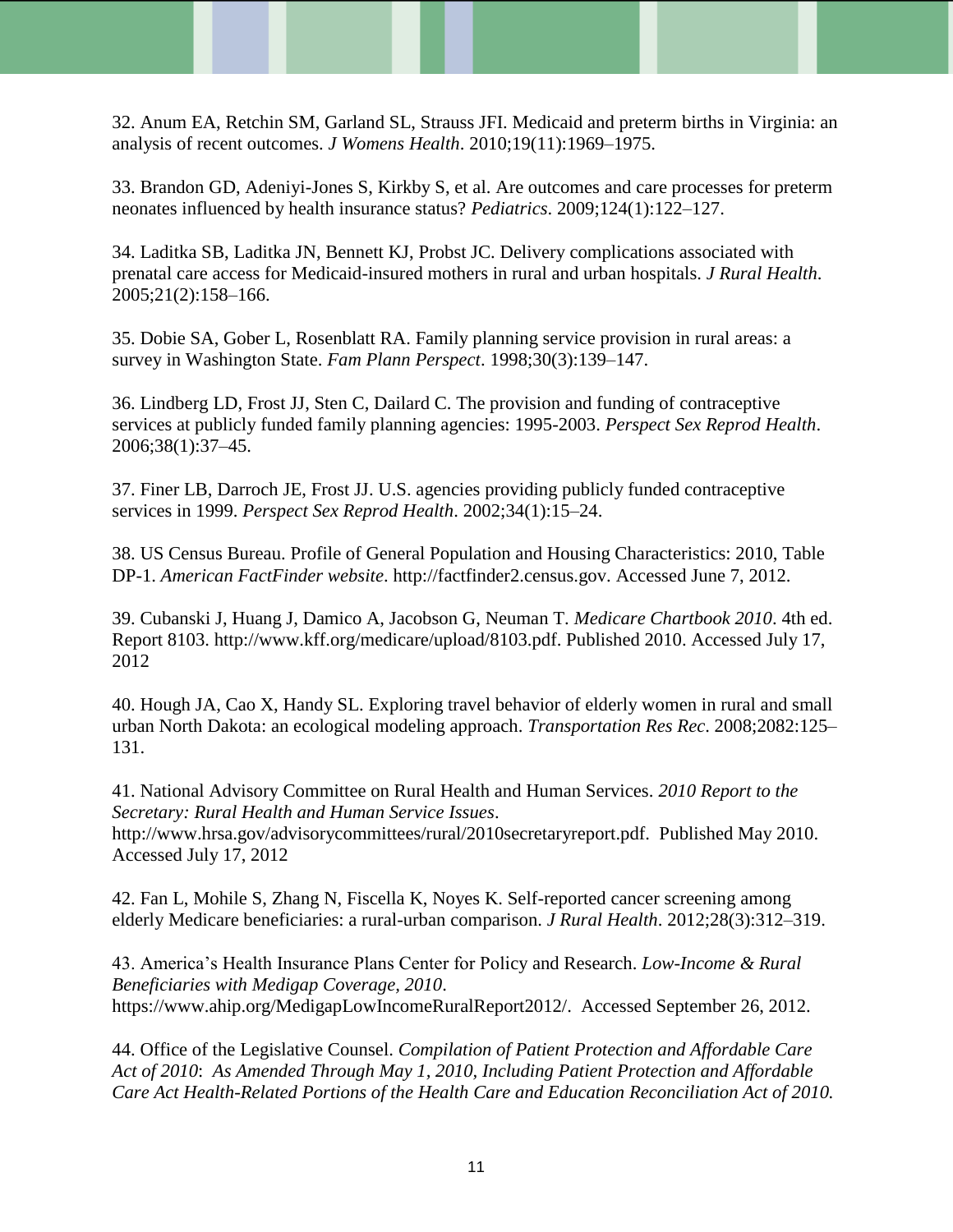32. Anum EA, Retchin SM, Garland SL, Strauss JFI. Medicaid and preterm births in Virginia: an analysis of recent outcomes. *J Womens Health*. 2010;19(11):1969–1975.

33. Brandon GD, Adeniyi-Jones S, Kirkby S, et al. Are outcomes and care processes for preterm neonates influenced by health insurance status? *Pediatrics*. 2009;124(1):122–127.

34. Laditka SB, Laditka JN, Bennett KJ, Probst JC. Delivery complications associated with prenatal care access for Medicaid-insured mothers in rural and urban hospitals. *J Rural Health*. 2005;21(2):158–166.

35. Dobie SA, Gober L, Rosenblatt RA. Family planning service provision in rural areas: a survey in Washington State. *Fam Plann Perspect*. 1998;30(3):139–147.

36. Lindberg LD, Frost JJ, Sten C, Dailard C. The provision and funding of contraceptive services at publicly funded family planning agencies: 1995-2003. *Perspect Sex Reprod Health*. 2006;38(1):37–45.

37. Finer LB, Darroch JE, Frost JJ. U.S. agencies providing publicly funded contraceptive services in 1999. *Perspect Sex Reprod Health*. 2002;34(1):15–24.

38. US Census Bureau. Profile of General Population and Housing Characteristics: 2010, Table DP-1. *American FactFinder website*. http://factfinder2.census.gov. Accessed June 7, 2012.

39. Cubanski J, Huang J, Damico A, Jacobson G, Neuman T. *Medicare Chartbook 2010*. 4th ed. Report 8103. http://www.kff.org/medicare/upload/8103.pdf. Published 2010. Accessed July 17, 2012

40. Hough JA, Cao X, Handy SL. Exploring travel behavior of elderly women in rural and small urban North Dakota: an ecological modeling approach. *Transportation Res Rec*. 2008;2082:125–131.

41. National Advisory Committee on Rural Health and Human Services. *2010 Report to the Secretary: Rural Health and Human Service Issues*. http://www.hrsa.gov/advisorycommittees/rural/2010secretaryreport.pdf. Published May 2010. Accessed July 17, 2012

42. Fan L, Mohile S, Zhang N, Fiscella K, Noyes K. Self-reported cancer screening among elderly Medicare beneficiaries: a rural-urban comparison. *J Rural Health*. 2012;28(3):312–319.

43. America's Health Insurance Plans Center for Policy and Research. *Low-Income & Rural Beneficiaries with Medigap Coverage, 2010*. https://www.ahip.org/MedigapLowIncomeRuralReport2012/. Accessed September 26, 2012.

44. Office of the Legislative Counsel. *Compilation of Patient Protection and Affordable Care Act of 2010*: *As Amended Through May 1, 2010, Including Patient Protection and Affordable Care Act Health-Related Portions of the Health Care and Education Reconciliation Act of 2010.*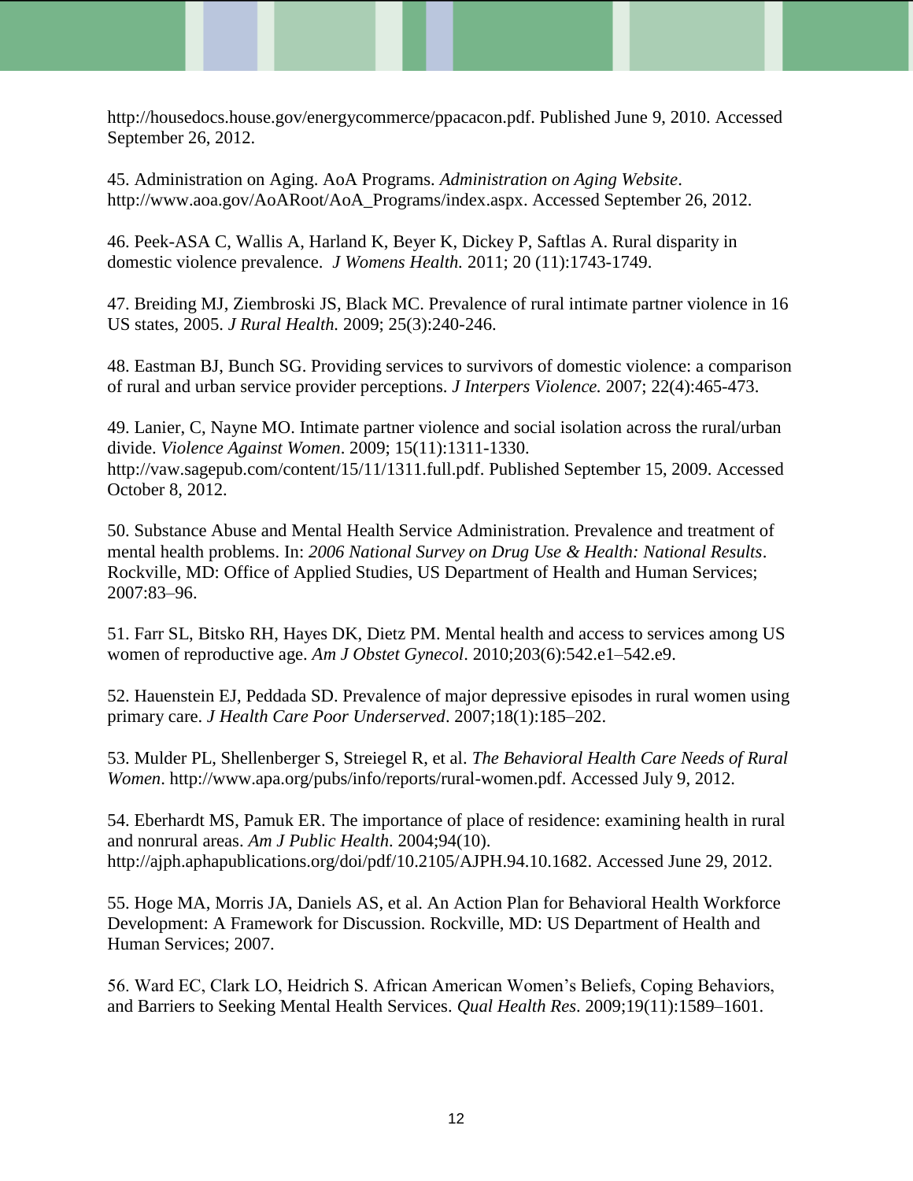http://housedocs.house.gov/energycommerce/ppacacon.pdf. Published June 9, 2010. Accessed September 26, 2012.

45. Administration on Aging. AoA Programs. *Administration on Aging Website*. http://www.aoa.gov/AoARoot/AoA_Programs/index.aspx. Accessed September 26, 2012.

46. Peek-ASA C, Wallis A, Harland K, Beyer K, Dickey P, Saftlas A. Rural disparity in domestic violence prevalence. *J Womens Health.* 2011; 20 (11):1743-1749.

47. Breiding MJ, Ziembroski JS, Black MC. Prevalence of rural intimate partner violence in 16 US states, 2005. *J Rural Health.* 2009; 25(3):240-246.

48. Eastman BJ, Bunch SG. Providing services to survivors of domestic violence: a comparison of rural and urban service provider perceptions. *J Interpers Violence.* 2007; 22(4):465-473.

49. Lanier, C, Nayne MO. Intimate partner violence and social isolation across the rural/urban divide. *Violence Against Women*. 2009; 15(11):1311-1330. http://vaw.sagepub.com/content/15/11/1311.full.pdf. Published September 15, 2009. Accessed October 8, 2012.

50. Substance Abuse and Mental Health Service Administration. Prevalence and treatment of mental health problems. In: *2006 National Survey on Drug Use & Health: National Results*. Rockville, MD: Office of Applied Studies, US Department of Health and Human Services; 2007:83–96.

51. Farr SL, Bitsko RH, Hayes DK, Dietz PM. Mental health and access to services among US women of reproductive age. *Am J Obstet Gynecol*. 2010;203(6):542.e1–542.e9.

52. Hauenstein EJ, Peddada SD. Prevalence of major depressive episodes in rural women using primary care. *J Health Care Poor Underserved*. 2007;18(1):185–202.

53. Mulder PL, Shellenberger S, Streiegel R, et al. *The Behavioral Health Care Needs of Rural Women*. http://www.apa.org/pubs/info/reports/rural-women.pdf. Accessed July 9, 2012.

54. Eberhardt MS, Pamuk ER. The importance of place of residence: examining health in rural and nonrural areas. *Am J Public Health*. 2004;94(10). http://ajph.aphapublications.org/doi/pdf/10.2105/AJPH.94.10.1682. Accessed June 29, 2012.

55. Hoge MA, Morris JA, Daniels AS, et al. An Action Plan for Behavioral Health Workforce Development: A Framework for Discussion. Rockville, MD: US Department of Health and Human Services; 2007.

56. Ward EC, Clark LO, Heidrich S. African American Women's Beliefs, Coping Behaviors, and Barriers to Seeking Mental Health Services. *Qual Health Res*. 2009;19(11):1589–1601.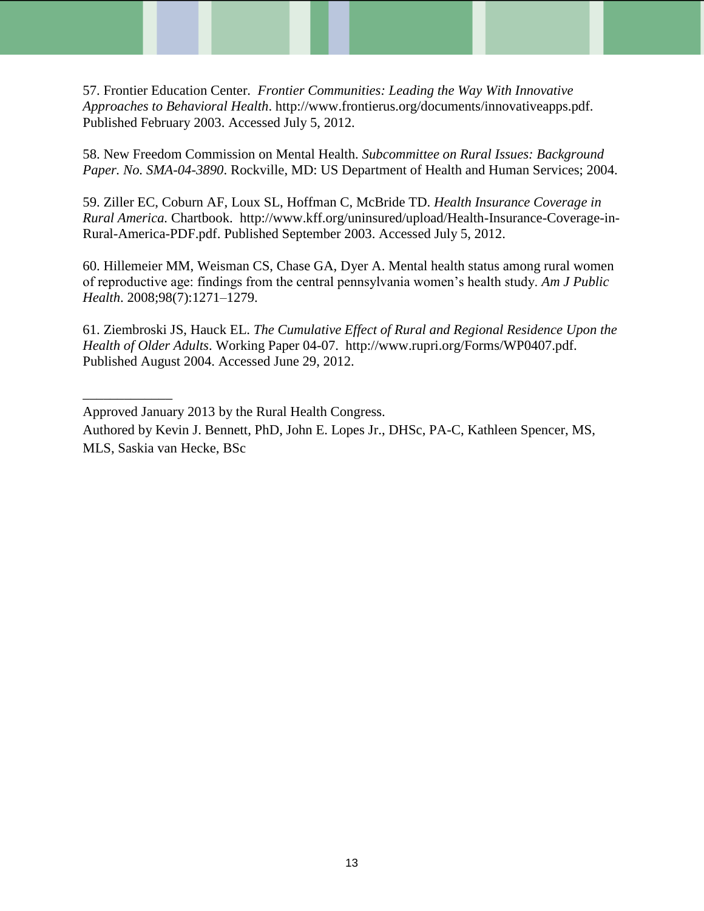57. Frontier Education Center. *Frontier Communities: Leading the Way With Innovative Approaches to Behavioral Health*. http://www.frontierus.org/documents/innovativeapps.pdf. Published February 2003. Accessed July 5, 2012.

58. New Freedom Commission on Mental Health. *Subcommittee on Rural Issues: Background Paper. No. SMA-04-3890*. Rockville, MD: US Department of Health and Human Services; 2004.

59. Ziller EC, Coburn AF, Loux SL, Hoffman C, McBride TD. *Health Insurance Coverage in Rural America.* Chartbook. http://www.kff.org/uninsured/upload/Health-Insurance-Coverage-in-Rural-America-PDF.pdf. Published September 2003. Accessed July 5, 2012.

60. Hillemeier MM, Weisman CS, Chase GA, Dyer A. Mental health status among rural women of reproductive age: findings from the central pennsylvania women's health study. *Am J Public Health.* 2008;98(7):1271–1279.

61. Ziembroski JS, Hauck EL. *The Cumulative Effect of Rural and Regional Residence Upon the Health of Older Adults*. Working Paper 04-07. http://www.rupri.org/Forms/WP0407.pdf. Published August 2004. Accessed June 29, 2012.

_____________

Approved January 2013 by the Rural Health Congress.

Authored by Kevin J. Bennett, PhD, John E. Lopes Jr., DHSc, PA-C, Kathleen Spencer, MS, MLS, Saskia van Hecke, BSc